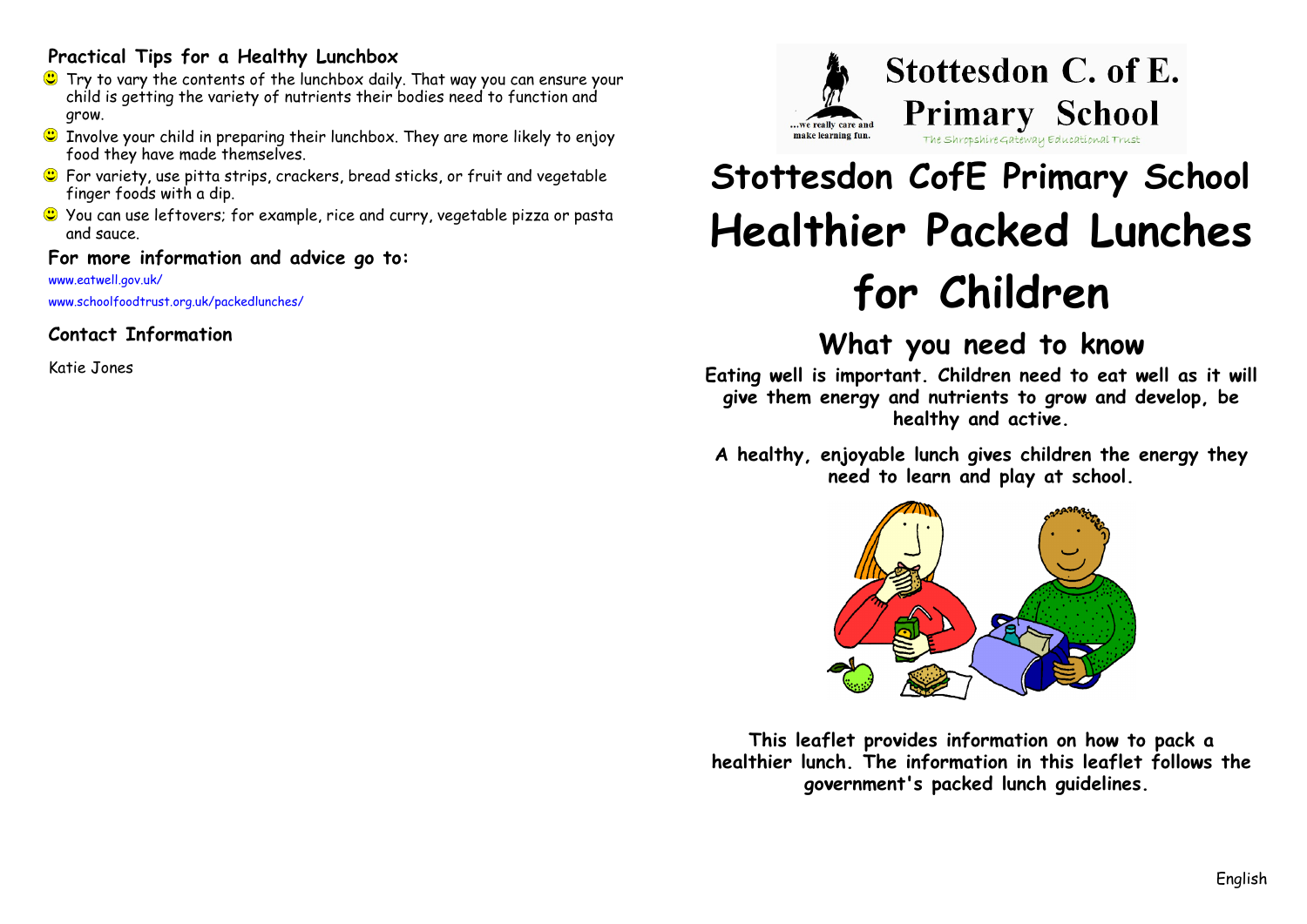## Practical Tips for a Healthy Lunchbox

- Try to vary the contents of the lunchbox daily. That way you can ensure your child is getting the variety of nutrients their bodies need to function and grow.
- Involve your child in preparing their lunchbox. They are more likely to enjoy food they have made themselves.
- For variety, use pitta strips, crackers, bread sticks, or fruit and vegetable finger foods with a dip.
- You can use leftovers; for example, rice and curry, vegetable pizza or pasta and sauce.

### For more information and advice go to:

www.eatwell.gov.uk/

www.schoolfoodtrust.org.uk/packedlunches/

### Contact Information

Katie Jones

Stottesdon C. of E. Primary School

...we really care and make learning fun.

The Shropshire Gateway Educational Trust

# Stottesdon CofE Primary School

# Healthier Packed Lunches for Children

## What you need to know

**Eating well is important. Children need to eat well as it will give them energy and nutrients to grow and develop, be healthy and active.**

**A healthy, enjoyable lunch gives children the energy they need to learn and play at school.**

**This leaflet provides information on how to pack a healthier lunch. The information in this leaflet follows the government's packed lunch guidelines.**

English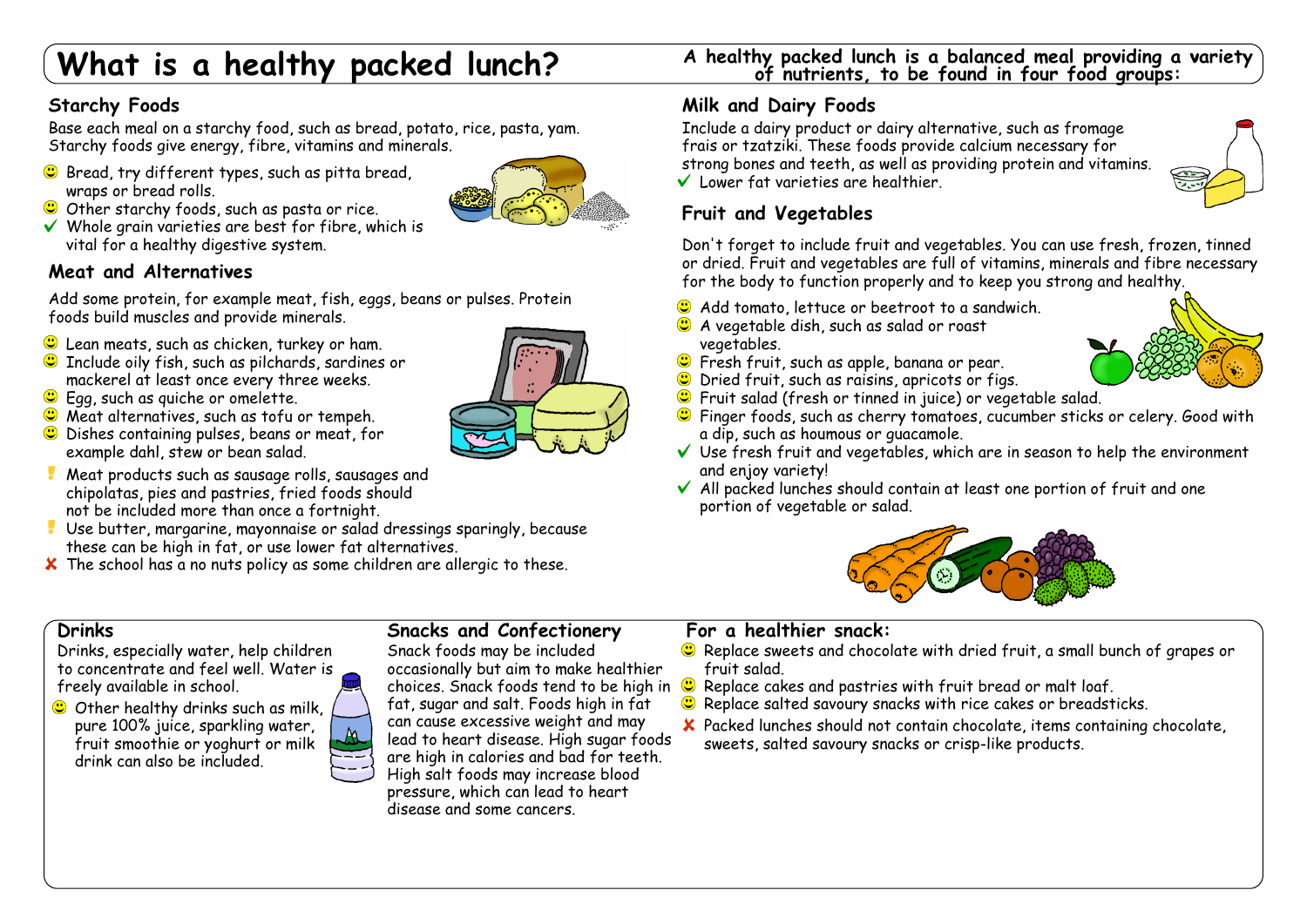# What is a healthy packed lunch?

**A healthy packed lunch is a balanced meal providing a variety of nutrients, to be found in four food groups:**

## Starchy Foods

Base each meal on a starchy food, such as bread, potato, rice, pasta, yam. Starchy foods give energy, fibre, vitamins and minerals.

- ☺ Bread, try different types, such as pitta bread, wraps or bread rolls.
- ☺ Other starchy foods, such as pasta or rice.
- ✓ Whole grain varieties are best for fibre, which is vital for a healthy digestive system.

## Meat and Alternatives

Add some protein, for example meat, fish, eggs, beans or pulses. Protein foods build muscles and provide minerals.

- ☺ Lean meats, such as chicken, turkey or ham.
- ☺ Include oily fish, such as pilchards, sardines or mackerel at least once every three weeks.
- ☺ Egg, such as quiche or omelette.
- ☺ Meat alternatives, such as tofu or tempeh.
- ☺ Dishes containing pulses, beans or meat, for example dahl, stew or bean salad.
- ! Meat products such as sausage rolls, sausages and chipolatas, pies and pastries, fried foods should not be included more than once a fortnight.
- ! Use butter, margarine, mayonnaise or salad dressings sparingly, because these can be high in fat, or use lower fat alternatives.
- ✗ The school has a no nuts policy as some children are allergic to these.

## Milk and Dairy Foods

Include a dairy product or dairy alternative, such as fromage frais or tzatziki. These foods provide calcium necessary for strong bones and teeth, as well as providing protein and vitamins.

- ✓ Lower fat varieties are healthier.

## Fruit and Vegetables

Don't forget to include fruit and vegetables. You can use fresh, frozen, tinned or dried. Fruit and vegetables are full of vitamins, minerals and fibre necessary for the body to function properly and to keep you strong and healthy.

- ☺ Add tomato, lettuce or beetroot to a sandwich.
- ☺ A vegetable dish, such as salad or roast vegetables.
- ☺ Fresh fruit, such as apple, banana or pear.
- ☺ Dried fruit, such as raisins, apricots or figs.
- ☺ Fruit salad (fresh or tinned in juice) or vegetable salad.
- ☺ Finger foods, such as cherry tomatoes, cucumber sticks or celery. Good with a dip, such as houmous or guacamole.
- ✓ Use fresh fruit and vegetables, which are in season to help the environment and enjoy variety!
- ✓ All packed lunches should contain at least one portion of fruit and one portion of vegetable or salad.

## Drinks

Drinks, especially water, help children to concentrate and feel well. Water is freely available in school.

- ☺ Other healthy drinks such as milk, pure 100% juice, sparkling water, fruit smoothie or yoghurt or milk drink can also be included.

## Snacks and Confectionery

Snack foods may be included occasionally but aim to make healthier choices. Snack foods tend to be high in fat, sugar and salt. Foods high in fat can cause excessive weight and may lead to heart disease. High sugar foods are high in calories and bad for teeth. High salt foods may increase blood pressure, which can lead to heart disease and some cancers.

## For a healthier snack:

- ☺ Replace sweets and chocolate with dried fruit, a small bunch of grapes or fruit salad.
- ☺ Replace cakes and pastries with fruit bread or malt loaf.
- ☺ Replace salted savoury snacks with rice cakes or breadsticks.
- ✗ Packed lunches should not contain chocolate, items containing chocolate, sweets, salted savoury snacks or crisp-like products.